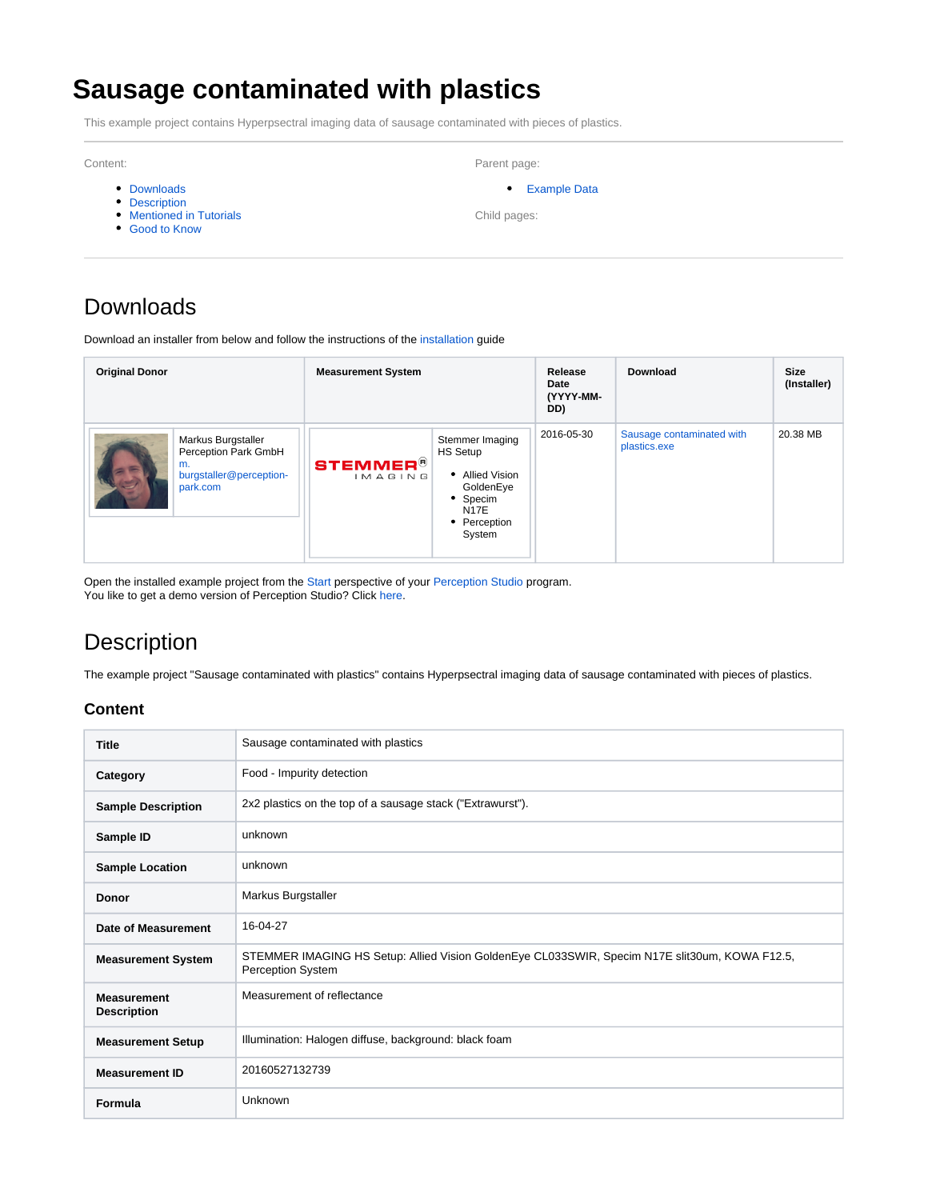# Sausage contaminated with plastics

This example project contains Hyperpsectral imaging data of sausage contaminated with pieces of plastics.

Content:

- Downloads
- Description
- Mentioned in Tutorials
- Good to Know

Parent page:

- Example Data

Child pages:

## Downloads

Download an installer from below and follow the instructions of the installation guide

| Original Donor | Measurement System | Release Date (YYYY-MM-DD) | Download | Size (Installer) |
|---|---|---|---|---|
| Markus Burgstaller<br>Perception Park GmbH<br>m.burgstaller@perception-park.com | STEMMER IMAGING — Stemmer Imaging HS Setup<br>• Allied Vision GoldenEye<br>• Specim N17E<br>• Perception System | 2016-05-30 | Sausage contaminated with plastics.exe | 20.38 MB |

Open the installed example project from the Start perspective of your Perception Studio program.
You like to get a demo version of Perception Studio? Click here.

## Description

The example project "Sausage contaminated with plastics" contains Hyperpsectral imaging data of sausage contaminated with pieces of plastics.

### Content

| | |
|---|---|
| **Title** | Sausage contaminated with plastics |
| **Category** | Food - Impurity detection |
| **Sample Description** | 2x2 plastics on the top of a sausage stack ("Extrawurst"). |
| **Sample ID** | unknown |
| **Sample Location** | unknown |
| **Donor** | Markus Burgstaller |
| **Date of Measurement** | 16-04-27 |
| **Measurement System** | STEMMER IMAGING HS Setup: Allied Vision GoldenEye CL033SWIR, Specim N17E slit30um, KOWA F12.5, Perception System |
| **Measurement Description** | Measurement of reflectance |
| **Measurement Setup** | Illumination: Halogen diffuse, background: black foam |
| **Measurement ID** | 20160527132739 |
| **Formula** | Unknown |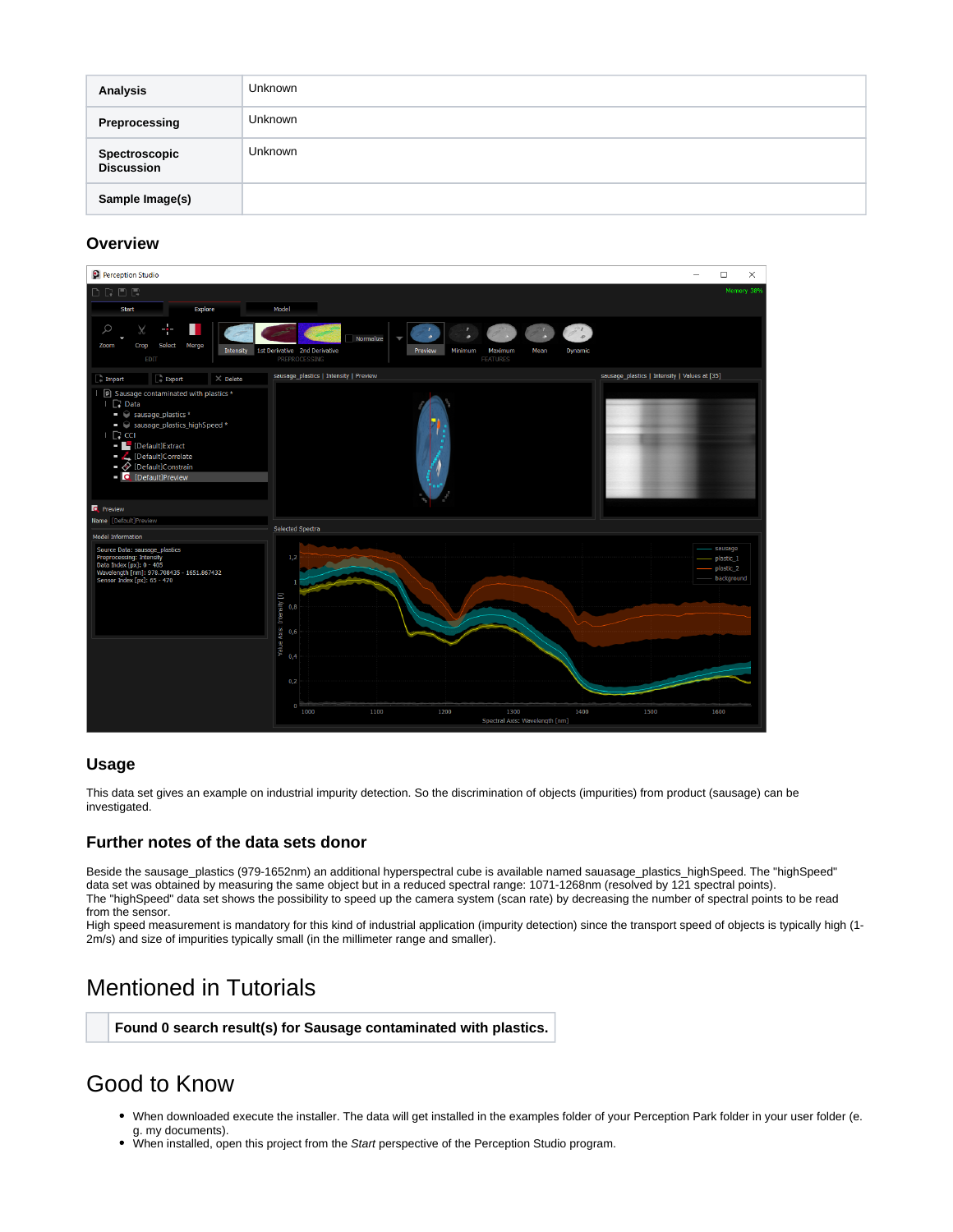| Analysis | Unknown |
|---|---|
| Preprocessing | Unknown |
| Spectroscopic Discussion | Unknown |
| Sample Image(s) | |

## Overview

## Usage

This data set gives an example on industrial impurity detection. So the discrimination of objects (impurities) from product (sausage) can be investigated.

## Further notes of the data sets donor

Beside the sausage_plastics (979-1652nm) an additional hyperspectral cube is available named sauasage_plastics_highSpeed. The "highSpeed" data set was obtained by measuring the same object but in a reduced spectral range: 1071-1268nm (resolved by 121 spectral points).
The "highSpeed" data set shows the possibility to speed up the camera system (scan rate) by decreasing the number of spectral points to be read from the sensor.
High speed measurement is mandatory for this kind of industrial application (impurity detection) since the transport speed of objects is typically high (1-2m/s) and size of impurities typically small (in the millimeter range and smaller).

# Mentioned in Tutorials

**Found 0 search result(s) for Sausage contaminated with plastics.**

# Good to Know

- When downloaded execute the installer. The data will get installed in the examples folder of your Perception Park folder in your user folder (e.g. my documents).
- When installed, open this project from the *Start* perspective of the Perception Studio program.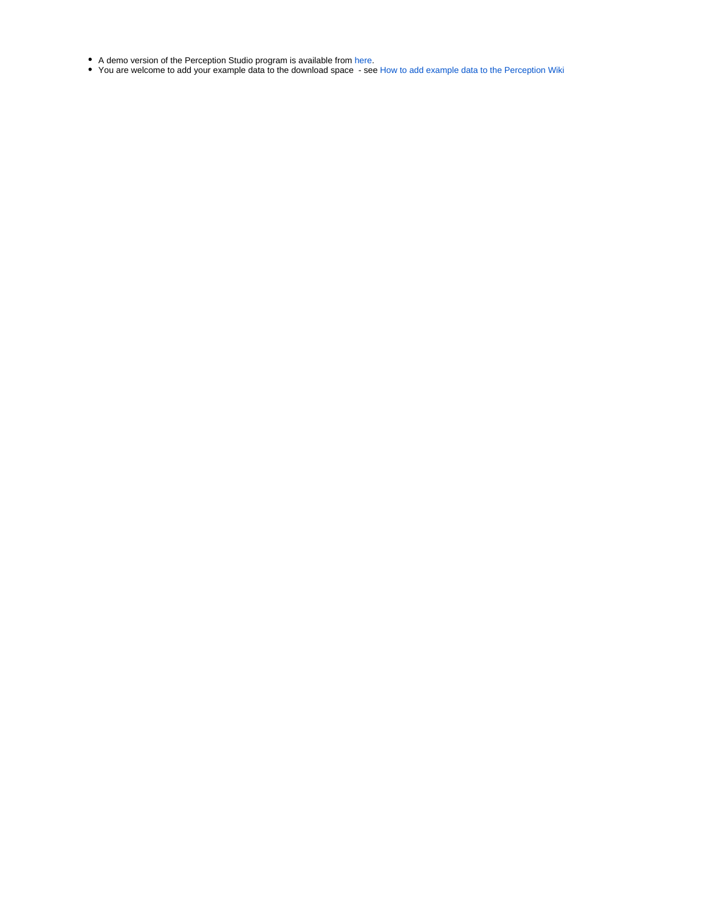- A demo version of the Perception Studio program is available from here.
- You are welcome to add your example data to the download space  - see How to add example data to the Perception Wiki